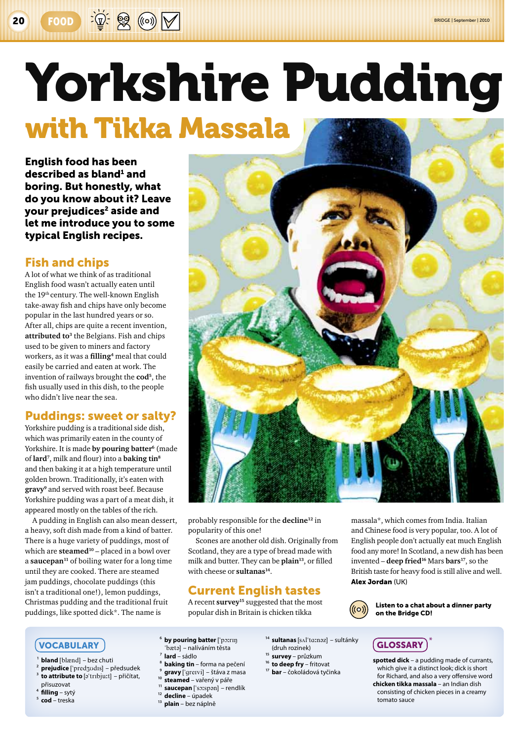# Yorkshire Pudding

## with Tikka Massala

**English food has been described as bland[1] and boring. But honestly, what do you know about it? Leave your prejudices[2] aside and let me introduce you to some typical English recipes.**

### Fish and chips

A lot of what we think of as traditional English food wasn't actually eaten until the 19th century. The well-known English take-away fish and chips have only become popular in the last hundred years or so. After all, chips are quite a recent invention, **attributed to**[3] the Belgians. Fish and chips used to be given to miners and factory workers, as it was a **filling**[4] meal that could easily be carried and eaten at work. The invention of railways brought the **cod**[5], the fish usually used in this dish, to the people who didn't live near the sea.

### Puddings: sweet or salty?

Yorkshire pudding is a traditional side dish, which was primarily eaten in the county of Yorkshire. It is made **by pouring batter**[6] (made of **lard**[7], milk and flour) into a **baking tin**[8] and then baking it at a high temperature until golden brown. Traditionally, it's eaten with **gravy**[9] and served with roast beef. Because Yorkshire pudding was a part of a meat dish, it appeared mostly on the tables of the rich.

A pudding in English can also mean dessert, a heavy, soft dish made from a kind of batter. There is a huge variety of puddings, most of which are **steamed**[10] – placed in a bowl over a **saucepan**[11] of boiling water for a long time until they are cooked. There are steamed jam puddings, chocolate puddings (this isn't a traditional one!), lemon puddings, Christmas pudding and the traditional fruit puddings, like spotted dick*. The name is probably responsible for the **decline**[12] in popularity of this one!

Scones are another old dish. Originally from Scotland, they are a type of bread made with milk and butter. They can be **plain**[13], or filled with cheese or **sultanas**[14].

### Current English tastes

A recent **survey**[15] suggested that the most popular dish in Britain is chicken tikka massala*, which comes from India. Italian and Chinese food is very popular, too. A lot of English people don't actually eat much English food any more! In Scotland, a new dish has been invented – **deep fried**[16] Mars **bars**[17], so the British taste for heavy food is still alive and well.

**Alex Jordan** (UK)

**Listen to a chat about a dinner party on the Bridge CD!**

### VOCABULARY

1. **bland** [blænd] – bez chuti
2. **prejudice** ['predʒʊdɪs] – předsudek
3. **to attribute to** [ə'trɪbjuːt] – přičítat, připisovat
4. **filling** – sytý
5. **cod** – treska
6. **by pouring batter** ['pɔːrɪŋ 'bætə] – naléváním těsta
7. **lard** – sádlo
8. **baking tin** – forma na pečení
9. **gravy** ['greɪvi] – šťáva z masa
10. **steamed** – vařený v páře
11. **saucepan** ['sɔːspən] – rendlík
12. **decline** – úpadek
13. **plain** – bez náplně
14. **sultanas** [sʌl'tɑːnəz] – sultánky (druh rozinek)
15. **survey** – průzkum
16. **to deep fry** – fritovat
17. **bar** – čokoládová tyčinka

### GLOSSARY*

**spotted dick** – a pudding made of currants, which give it a distinct look; dick is short for Richard, and also a very offensive word

**chicken tikka massala** – an Indian dish consisting of chicken pieces in a creamy tomato sauce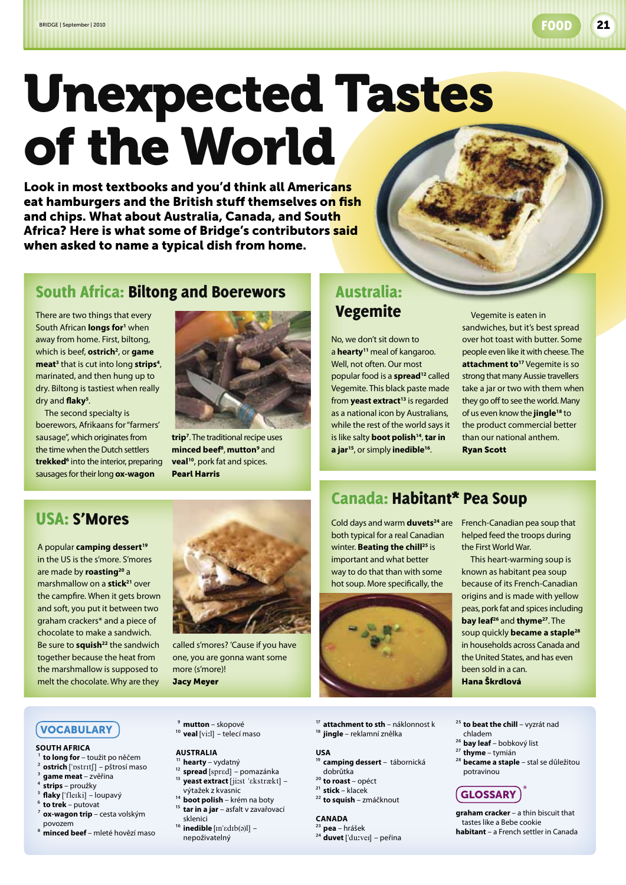# Unexpected Tastes of the World

**Look in most textbooks and you'd think all Americans eat hamburgers and the British stuff themselves on fish and chips. What about Australia, Canada, and South Africa? Here is what some of Bridge's contributors said when asked to name a typical dish from home.**

## South Africa: Biltong and Boerewors

There are two things that every South African **longs for**[1] when away from home. First, biltong, which is beef, **ostrich**[2], or **game meat**[3] that is cut into long **strips**[4], marinated, and then hung up to dry. Biltong is tastiest when really dry and **flaky**[5].

The second specialty is boerewors, Afrikaans for "farmers' sausage", which originates from the time when the Dutch settlers **trekked**[6] into the interior, preparing sausages for their long **ox-wagon trip**[7]. The traditional recipe uses **minced beef**[8], **mutton**[9] and **veal**[10], pork fat and spices.

**Pearl Harris**

## Australia: Vegemite

No, we don't sit down to a **hearty**[11] meal of kangaroo. Well, not often. Our most popular food is a **spread**[12] called Vegemite. This black paste made from **yeast extract**[13] is regarded as a national icon by Australians, while the rest of the world says it is like salty **boot polish**[14], **tar in a jar**[15], or simply **inedible**[16].

Vegemite is eaten in sandwiches, but it's best spread over hot toast with butter. Some people even like it with cheese. The **attachment to**[17] Vegemite is so strong that many Aussie travellers take a jar or two with them when they go off to see the world. Many of us even know the **jingle**[18] to the product commercial better than our national anthem.

**Ryan Scott**

## USA: S'Mores

A popular **camping dessert**[19] in the US is the s'more. S'mores are made by **roasting**[20] a marshmallow on a **stick**[21] over the campfire. When it gets brown and soft, you put it between two graham crackers* and a piece of chocolate to make a sandwich. Be sure to **squish**[22] the sandwich together because the heat from the marshmallow is supposed to melt the chocolate. Why are they called s'mores? 'Cause if you have one, you are gonna want some more (s'more)!

**Jacy Meyer**

## Canada: Habitant* Pea Soup

Cold days and warm **duvets**[24] are both typical for a real Canadian winter. **Beating the chill**[25] is important and what better way to do that than with some hot soup. More specifically, the French-Canadian pea soup that helped feed the troops during the First World War.

This heart-warming soup is known as habitant pea soup because of its French-Canadian origins and is made with yellow peas, pork fat and spices including **bay leaf**[26] and **thyme**[27]. The soup quickly **became a staple**[28] in households across Canada and the United States, and has even been sold in a can.

**Hana Škrdlová**

## VOCABULARY

**SOUTH AFRICA**
1. **to long for** – toužit po něčem
2. **ostrich** [ˈɒstrɪtʃ] – pštrosí maso
3. **game meat** – zvěřina
4. **strips** – proužky
5. **flaky** [ˈfleɪki] – loupavý
6. **to trek** – putovat
7. **ox-wagon trip** – cesta volským povozem
8. **minced beef** – mleté hovězí maso
9. **mutton** – skopové
10. **veal** [viːl] – telecí maso

**AUSTRALIA**
11. **hearty** – vydatný
12. **spread** [sprɛd] – pomazánka
13. **yeast extract** [jiːst ˈɛkstrækt] – výtažek z kvasnic
14. **boot polish** – krém na boty
15. **tar in a jar** – asfalt v zavařovací sklenici
16. **inedible** [ɪnˈɛdɪb(ə)l] – nepoživatelný
17. **attachment to sth** – náklonnost k
18. **jingle** – reklamní znělka

**USA**
19. **camping dessert** – tábornická dobrůtka
20. **to roast** – opéct
21. **stick** – klacek
22. **to squish** – zmáčknout

**CANADA**
23. **pea** – hrášek
24. **duvet** [ˈduːveɪ] – peřina
25. **to beat the chill** – vyzrát nad chladem
26. **bay leaf** – bobkový list
27. **thyme** – tymián
28. **became a staple** – stal se důležitou potravinou

## GLOSSARY*

**graham cracker** – a thin biscuit that tastes like a Bebe cookie
**habitant** – a French settler in Canada